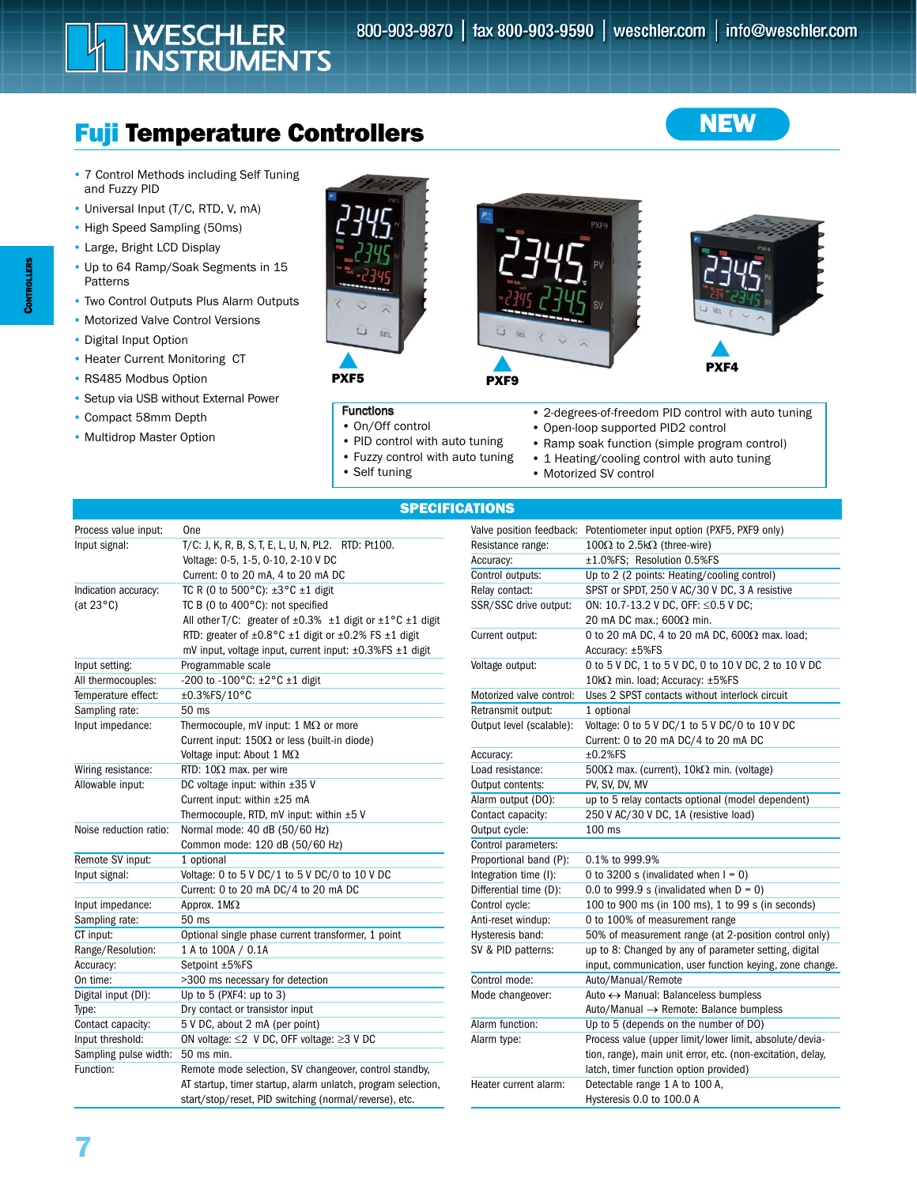# Fuji Temperature Controllers

**NEW**

- 7 Control Methods including Self Tuning and Fuzzy PID
- Universal Input (T/C, RTD, V, mA)
- High Speed Sampling (50ms)
- Large, Bright LCD Display
- Up to 64 Ramp/Soak Segments in 15 Patterns
- Two Control Outputs Plus Alarm Outputs
- Motorized Valve Control Versions
- Digital Input Option
- Heater Current Monitoring CT
- RS485 Modbus Option
- Setup via USB without External Power
- Compact 58mm Depth
- Multidrop Master Option

PXF5 PXF9 PXF4

**Functions**

- On/Off control
- PID control with auto tuning
- Fuzzy control with auto tuning
- Self tuning
- 2-degrees-of-freedom PID control with auto tuning
- Open-loop supported PID2 control
- Ramp soak function (simple program control)
- 1 Heating/cooling control with auto tuning
- Motorized SV control

## SPECIFICATIONS

| | |
|---|---|
| Process value input: | One |
| Input signal: | T/C: J, K, R, B, S, T, E, L, U, N, PL2. RTD: Pt100. Voltage: 0-5, 1-5, 0-10, 2-10 V DC Current: 0 to 20 mA, 4 to 20 mA DC |
| Indication accuracy: (at 23°C) | TC R (0 to 500°C): ±3°C ±1 digit TC B (0 to 400°C): not specified All other T/C: greater of ±0.3% ±1 digit or ±1°C ±1 digit RTD: greater of ±0.8°C ±1 digit or ±0.2% FS ±1 digit mV input, voltage input, current input: ±0.3%FS ±1 digit |
| Input setting: | Programmable scale |
| All thermocouples: | -200 to -100°C: ±2°C ±1 digit |
| Temperature effect: | ±0.3%FS/10°C |
| Sampling rate: | 50 ms |
| Input impedance: | Thermocouple, mV input: 1 MΩ or more Current input: 150Ω or less (built-in diode) Voltage input: About 1 MΩ |
| Wiring resistance: | RTD: 10Ω max. per wire |
| Allowable input: | DC voltage input: within ±35 V Current input: within ±25 mA Thermocouple, RTD, mV input: within ±5 V |
| Noise reduction ratio: | Normal mode: 40 dB (50/60 Hz) Common mode: 120 dB (50/60 Hz) |
| Remote SV input: | 1 optional |
| Input signal: | Voltage: 0 to 5 V DC/1 to 5 V DC/0 to 10 V DC Current: 0 to 20 mA DC/4 to 20 mA DC |
| Input impedance: | Approx. 1MΩ |
| Sampling rate: | 50 ms |
| CT input: | Optional single phase current transformer, 1 point |
| Range/Resolution: | 1 A to 100A / 0.1A |
| Accuracy: | Setpoint ±5%FS |
| On time: | >300 ms necessary for detection |
| Digital input (DI): | Up to 5 (PXF4: up to 3) |
| Type: | Dry contact or transistor input |
| Contact capacity: | 5 V DC, about 2 mA (per point) |
| Input threshold: | ON voltage: ≤2 V DC, OFF voltage: ≥3 V DC |
| Sampling pulse width: | 50 ms min. |
| Function: | Remote mode selection, SV changeover, control standby, AT startup, timer startup, alarm unlatch, program selection, start/stop/reset, PID switching (normal/reverse), etc. |
| Valve position feedback: | Potentiometer input option (PXF5, PXF9 only) |
| Resistance range: | 100Ω to 2.5kΩ (three-wire) |
| Accuracy: | ±1.0%FS; Resolution 0.5%FS |
| Control outputs: | Up to 2 (2 points: Heating/cooling control) |
| Relay contact: | SPST or SPDT, 250 V AC/30 V DC, 3 A resistive |
| SSR/SSC drive output: | ON: 10.7-13.2 V DC, OFF: ≤0.5 V DC; 20 mA DC max.; 600Ω min. |
| Current output: | 0 to 20 mA DC, 4 to 20 mA DC, 600Ω max. load; Accuracy: ±5%FS |
| Voltage output: | 0 to 5 V DC, 1 to 5 V DC, 0 to 10 V DC, 2 to 10 V DC 10kΩ min. load; Accuracy: ±5%FS |
| Motorized valve control: | Uses 2 SPST contacts without interlock circuit |
| Retransmit output: | 1 optional |
| Output level (scalable): | Voltage: 0 to 5 V DC/1 to 5 V DC/0 to 10 V DC Current: 0 to 20 mA DC/4 to 20 mA DC |
| Accuracy: | ±0.2%FS |
| Load resistance: | 500Ω max. (current), 10kΩ min. (voltage) |
| Output contents: | PV, SV, DV, MV |
| Alarm output (DO): | up to 5 relay contacts optional (model dependent) |
| Contact capacity: | 250 V AC/30 V DC, 1A (resistive load) |
| Output cycle: | 100 ms |
| Control parameters: | |
| Proportional band (P): | 0.1% to 999.9% |
| Integration time (I): | 0 to 3200 s (invalidated when I = 0) |
| Differential time (D): | 0.0 to 999.9 s (invalidated when D = 0) |
| Control cycle: | 100 to 900 ms (in 100 ms), 1 to 99 s (in seconds) |
| Anti-reset windup: | 0 to 100% of measurement range |
| Hysteresis band: | 50% of measurement range (at 2-position control only) |
| SV & PID patterns: | up to 8: Changed by any of parameter setting, digital input, communication, user function keying, zone change. |
| Control mode: | Auto/Manual/Remote |
| Mode changeover: | Auto ↔ Manual: Balanceless bumpless Auto/Manual → Remote: Balance bumpless |
| Alarm function: | Up to 5 (depends on the number of DO) |
| Alarm type: | Process value (upper limit/lower limit, absolute/deviation, range), main unit error, etc. (non-excitation, delay, latch, timer function option provided) |
| Heater current alarm: | Detectable range 1 A to 100 A, Hysteresis 0.0 to 100.0 A |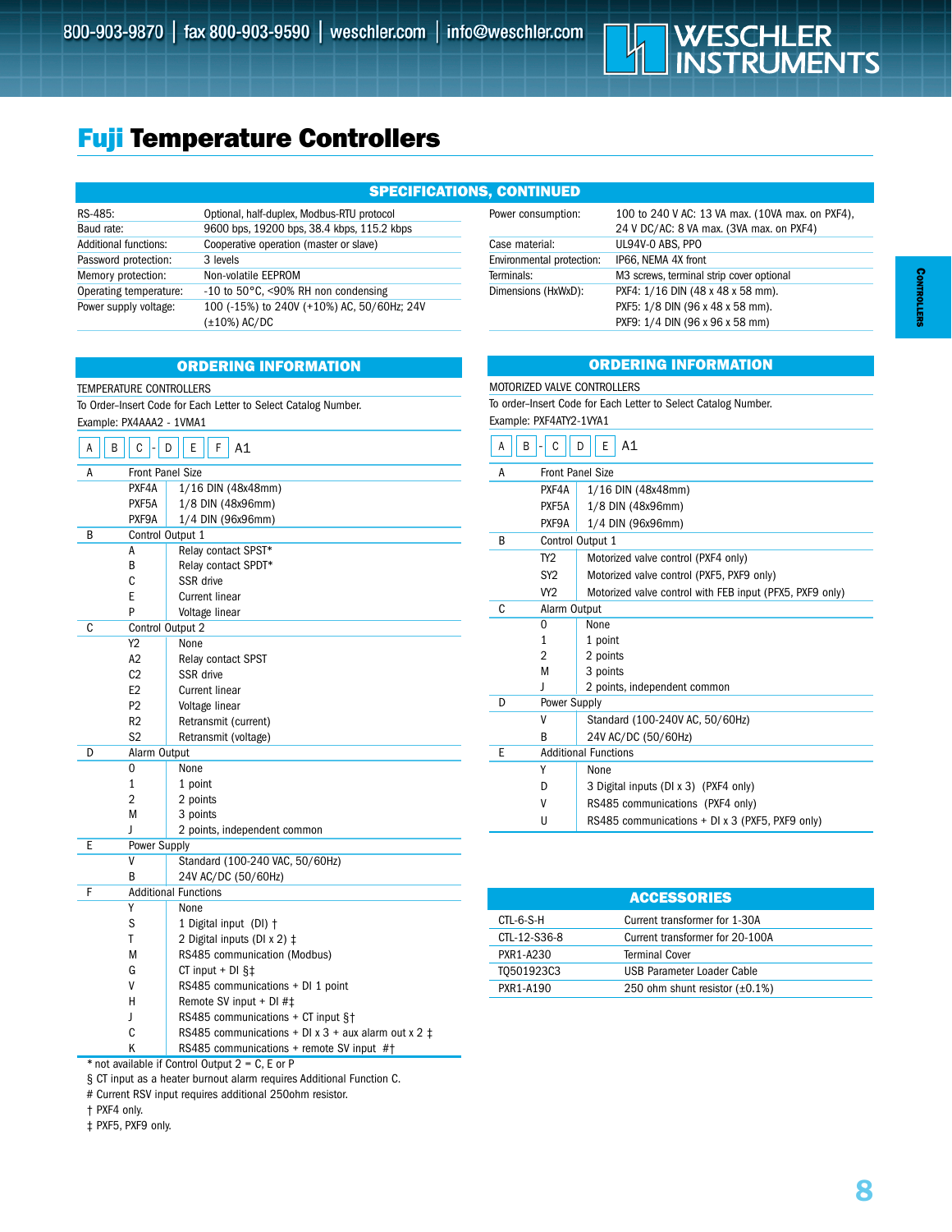# Fuji Temperature Controllers

## SPECIFICATIONS, CONTINUED

| | |
|---|---|
| RS-485: | Optional, half-duplex, Modbus-RTU protocol |
| Baud rate: | 9600 bps, 19200 bps, 38.4 kbps, 115.2 kbps |
| Additional functions: | Cooperative operation (master or slave) |
| Password protection: | 3 levels |
| Memory protection: | Non-volatile EEPROM |
| Operating temperature: | -10 to 50°C, <90% RH non condensing |
| Power supply voltage: | 100 (-15%) to 240V (+10%) AC, 50/60Hz; 24V (±10%) AC/DC |
| Power consumption: | 100 to 240 V AC: 13 VA max. (10VA max. on PXF4), 24 V DC/AC: 8 VA max. (3VA max. on PXF4) |
| Case material: | UL94V-0 ABS, PPO |
| Environmental protection: | IP66, NEMA 4X front |
| Terminals: | M3 screws, terminal strip cover optional |
| Dimensions (HxWxD): | PXF4: 1/16 DIN (48 x 48 x 58 mm). PXF5: 1/8 DIN (96 x 48 x 58 mm). PXF9: 1/4 DIN (96 x 96 x 58 mm) |

## ORDERING INFORMATION

TEMPERATURE CONTROLLERS

To Order-Insert Code for Each Letter to Select Catalog Number.

Example: PX4AAA2 - 1VMA1

A B C - D E F A1

| | | |
|---|---|---|
| A | Front Panel Size | |
| | PXF4A | 1/16 DIN (48x48mm) |
| | PXF5A | 1/8 DIN (48x96mm) |
| | PXF9A | 1/4 DIN (96x96mm) |
| B | Control Output 1 | |
| | A | Relay contact SPST* |
| | B | Relay contact SPDT* |
| | C | SSR drive |
| | E | Current linear |
| | P | Voltage linear |
| C | Control Output 2 | |
| | Y2 | None |
| | A2 | Relay contact SPST |
| | C2 | SSR drive |
| | E2 | Current linear |
| | P2 | Voltage linear |
| | R2 | Retransmit (current) |
| | S2 | Retransmit (voltage) |
| D | Alarm Output | |
| | 0 | None |
| | 1 | 1 point |
| | 2 | 2 points |
| | M | 3 points |
| | J | 2 points, independent common |
| E | Power Supply | |
| | V | Standard (100-240 VAC, 50/60Hz) |
| | B | 24V AC/DC (50/60Hz) |
| F | Additional Functions | |
| | Y | None |
| | S | 1 Digital input (DI) † |
| | T | 2 Digital inputs (DI x 2) ‡ |
| | M | RS485 communication (Modbus) |
| | G | CT input + DI §‡ |
| | V | RS485 communications + DI 1 point |
| | H | Remote SV input + DI #‡ |
| | J | RS485 communications + CT input §† |
| | C | RS485 communications + DI x 3 + aux alarm out x 2 ‡ |
| | K | RS485 communications + remote SV input #† |

* not available if Control Output 2 = C, E or P

§ CT input as a heater burnout alarm requires Additional Function C.

# Current RSV input requires additional 250ohm resistor.

† PXF4 only.

‡ PXF5, PXF9 only.

## ORDERING INFORMATION

MOTORIZED VALVE CONTROLLERS

To order-Insert Code for Each Letter to Select Catalog Number.

Example: PXF4ATY2-1VYA1

A B - C D E A1

| | | |
|---|---|---|
| A | Front Panel Size | |
| | PXF4A | 1/16 DIN (48x48mm) |
| | PXF5A | 1/8 DIN (48x96mm) |
| | PXF9A | 1/4 DIN (96x96mm) |
| B | Control Output 1 | |
| | TY2 | Motorized valve control (PXF4 only) |
| | SY2 | Motorized valve control (PXF5, PXF9 only) |
| | VY2 | Motorized valve control with FEB input (PFX5, PXF9 only) |
| C | Alarm Output | |
| | 0 | None |
| | 1 | 1 point |
| | 2 | 2 points |
| | M | 3 points |
| | J | 2 points, independent common |
| D | Power Supply | |
| | V | Standard (100-240V AC, 50/60Hz) |
| | B | 24V AC/DC (50/60Hz) |
| E | Additional Functions | |
| | Y | None |
| | D | 3 Digital inputs (DI x 3) (PXF4 only) |
| | V | RS485 communications (PXF4 only) |
| | U | RS485 communications + DI x 3 (PXF5, PXF9 only) |

## ACCESSORIES

| | |
|---|---|
| CTL-6-S-H | Current transformer for 1-30A |
| CTL-12-S36-8 | Current transformer for 20-100A |
| PXR1-A230 | Terminal Cover |
| TQ501923C3 | USB Parameter Loader Cable |
| PXR1-A190 | 250 ohm shunt resistor (±0.1%) |